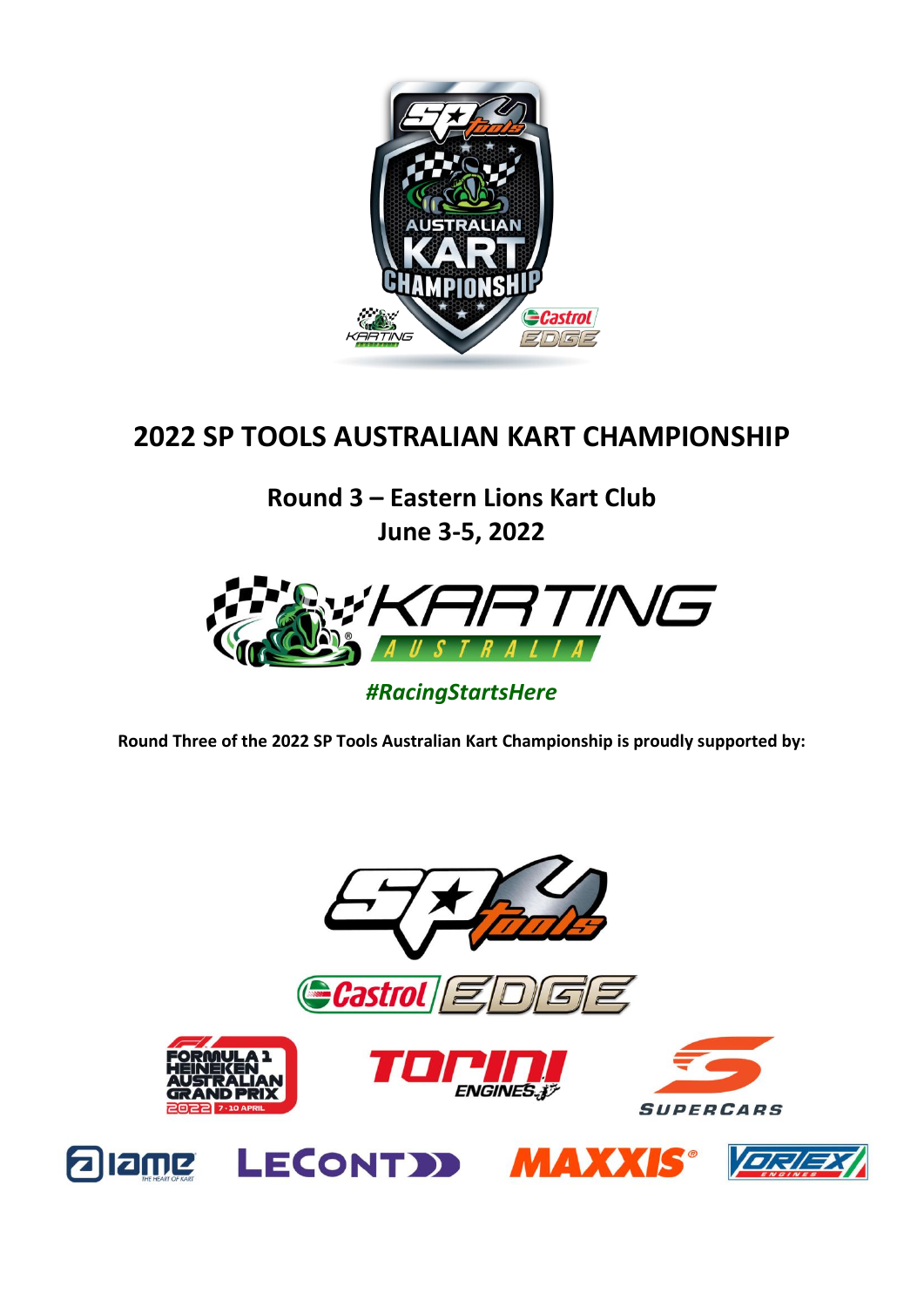# 2022 SP TOOLS AUSTRALIAN KART CHAMPIONSHIP

## Round 3 – Eastern Lions Kart Club
## June 3-5, 2022

***#RacingStartsHere***

**Round Three of the 2022 SP Tools Australian Kart Championship is proudly supported by:**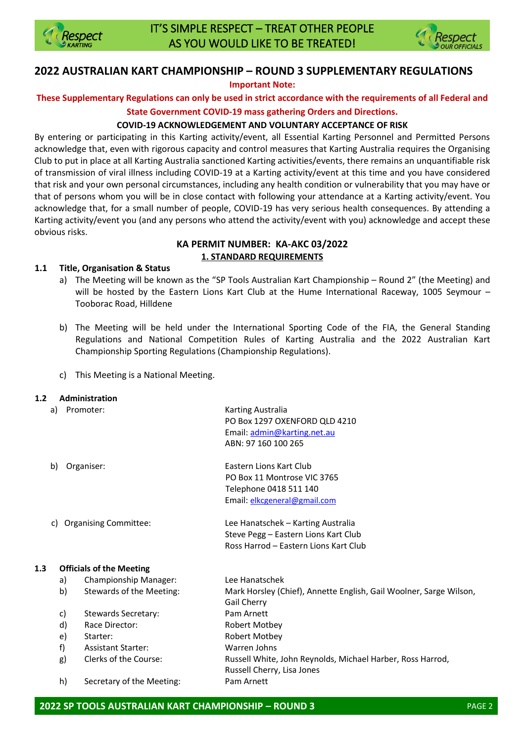## 2022 AUSTRALIAN KART CHAMPIONSHIP – ROUND 3 SUPPLEMENTARY REGULATIONS

**Important Note:**

**These Supplementary Regulations can only be used in strict accordance with the requirements of all Federal and State Government COVID-19 mass gathering Orders and Directions.**

**COVID-19 ACKNOWLEDGEMENT AND VOLUNTARY ACCEPTANCE OF RISK**

By entering or participating in this Karting activity/event, all Essential Karting Personnel and Permitted Persons acknowledge that, even with rigorous capacity and control measures that Karting Australia requires the Organising Club to put in place at all Karting Australia sanctioned Karting activities/events, there remains an unquantifiable risk of transmission of viral illness including COVID-19 at a Karting activity/event at this time and you have considered that risk and your own personal circumstances, including any health condition or vulnerability that you may have or that of persons whom you will be in close contact with following your attendance at a Karting activity/event. You acknowledge that, for a small number of people, COVID-19 has very serious health consequences. By attending a Karting activity/event you (and any persons who attend the activity/event with you) acknowledge and accept these obvious risks.

**KA PERMIT NUMBER: KA-AKC 03/2022**

**1. STANDARD REQUIREMENTS**

### 1.1 Title, Organisation & Status

a) The Meeting will be known as the "SP Tools Australian Kart Championship – Round 2" (the Meeting) and will be hosted by the Eastern Lions Kart Club at the Hume International Raceway, 1005 Seymour – Tooborac Road, Hilldene

b) The Meeting will be held under the International Sporting Code of the FIA, the General Standing Regulations and National Competition Rules of Karting Australia and the 2022 Australian Kart Championship Sporting Regulations (Championship Regulations).

c) This Meeting is a National Meeting.

### 1.2 Administration

a) Promoter:
Karting Australia
PO Box 1297 OXENFORD QLD 4210
Email: admin@karting.net.au
ABN: 97 160 100 265

b) Organiser:
Eastern Lions Kart Club
PO Box 11 Montrose VIC 3765
Telephone 0418 511 140
Email: elkcgeneral@gmail.com

c) Organising Committee:
Lee Hanatschek – Karting Australia
Steve Pegg – Eastern Lions Kart Club
Ross Harrod – Eastern Lions Kart Club

### 1.3 Officials of the Meeting

a) Championship Manager: Lee Hanatschek

b) Stewards of the Meeting: Mark Horsley (Chief), Annette English, Gail Woolner, Sarge Wilson, Gail Cherry

c) Stewards Secretary: Pam Arnett

d) Race Director: Robert Motbey

e) Starter: Robert Motbey

f) Assistant Starter: Warren Johns

g) Clerks of the Course: Russell White, John Reynolds, Michael Harber, Ross Harrod, Russell Cherry, Lisa Jones

h) Secretary of the Meeting: Pam Arnett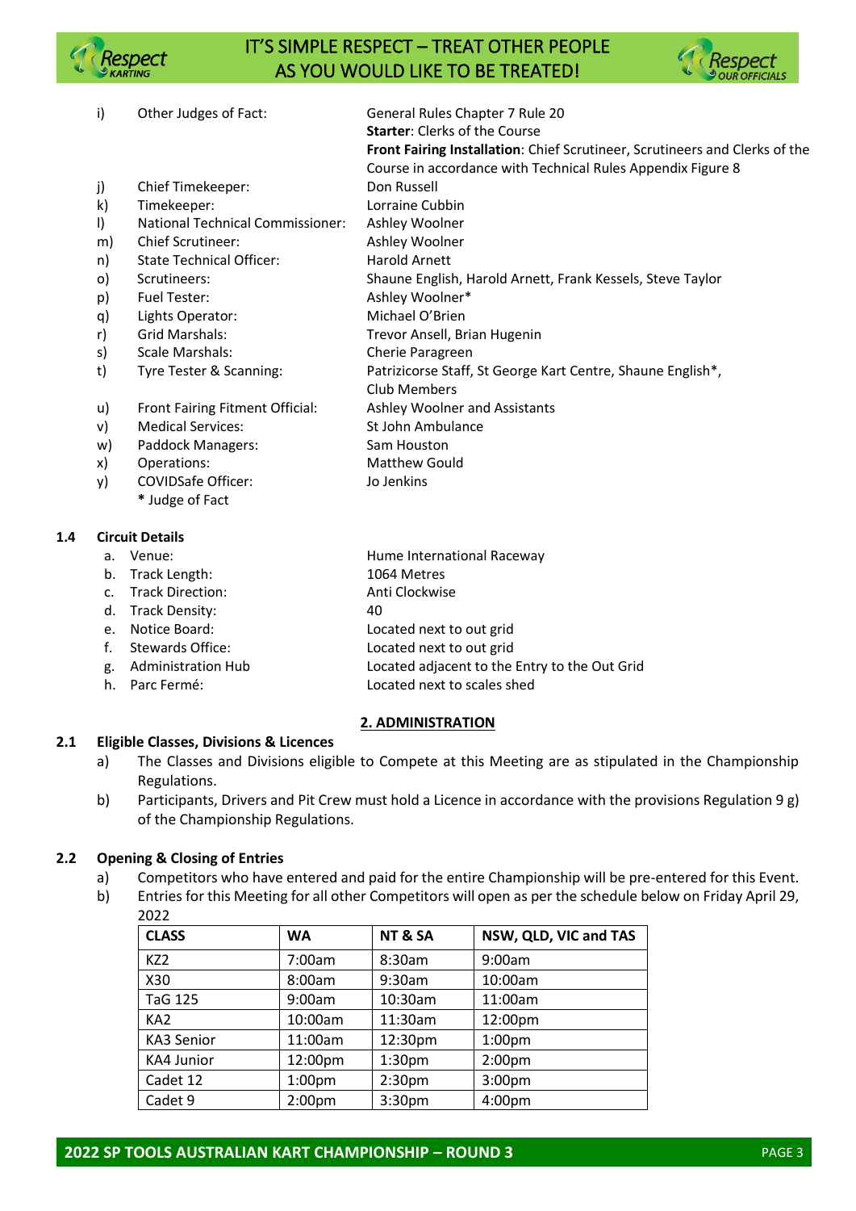i) Other Judges of Fact: General Rules Chapter 7 Rule 20
**Starter**: Clerks of the Course
**Front Fairing Installation**: Chief Scrutineer, Scrutineers and Clerks of the Course in accordance with Technical Rules Appendix Figure 8

j) Chief Timekeeper: Don Russell

k) Timekeeper: Lorraine Cubbin

l) National Technical Commissioner: Ashley Woolner

m) Chief Scrutineer: Ashley Woolner

n) State Technical Officer: Harold Arnett

o) Scrutineers: Shaune English, Harold Arnett, Frank Kessels, Steve Taylor

p) Fuel Tester: Ashley Woolner*

q) Lights Operator: Michael O'Brien

r) Grid Marshals: Trevor Ansell, Brian Hugenin

s) Scale Marshals: Cherie Paragreen

t) Tyre Tester & Scanning: Patrizicorse Staff, St George Kart Centre, Shaune English*, Club Members

u) Front Fairing Fitment Official: Ashley Woolner and Assistants

v) Medical Services: St John Ambulance

w) Paddock Managers: Sam Houston

x) Operations: Matthew Gould

y) COVIDSafe Officer: Jo Jenkins

\* Judge of Fact

### 1.4 Circuit Details

a. Venue: Hume International Raceway

b. Track Length: 1064 Metres

c. Track Direction: Anti Clockwise

d. Track Density: 40

e. Notice Board: Located next to out grid

f. Stewards Office: Located next to out grid

g. Administration Hub: Located adjacent to the Entry to the Out Grid

h. Parc Fermé: Located next to scales shed

## 2. ADMINISTRATION

### 2.1 Eligible Classes, Divisions & Licences

a) The Classes and Divisions eligible to Compete at this Meeting are as stipulated in the Championship Regulations.

b) Participants, Drivers and Pit Crew must hold a Licence in accordance with the provisions Regulation 9 g) of the Championship Regulations.

### 2.2 Opening & Closing of Entries

a) Competitors who have entered and paid for the entire Championship will be pre-entered for this Event.

b) Entries for this Meeting for all other Competitors will open as per the schedule below on Friday April 29, 2022

| CLASS | WA | NT & SA | NSW, QLD, VIC and TAS |
|---|---|---|---|
| KZ2 | 7:00am | 8:30am | 9:00am |
| X30 | 8:00am | 9:30am | 10:00am |
| TaG 125 | 9:00am | 10:30am | 11:00am |
| KA2 | 10:00am | 11:30am | 12:00pm |
| KA3 Senior | 11:00am | 12:30pm | 1:00pm |
| KA4 Junior | 12:00pm | 1:30pm | 2:00pm |
| Cadet 12 | 1:00pm | 2:30pm | 3:00pm |
| Cadet 9 | 2:00pm | 3:30pm | 4:00pm |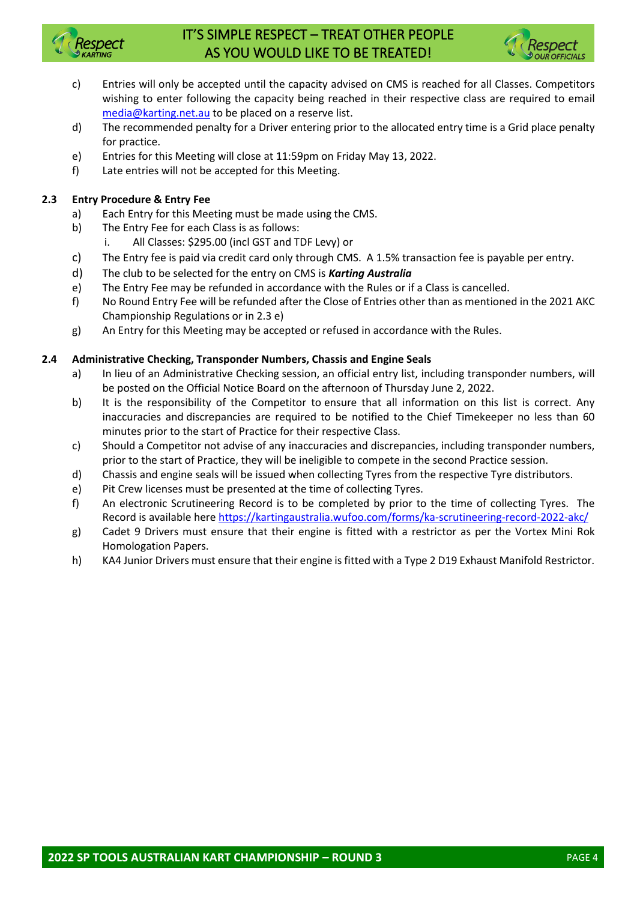c) Entries will only be accepted until the capacity advised on CMS is reached for all Classes. Competitors wishing to enter following the capacity being reached in their respective class are required to email media@karting.net.au to be placed on a reserve list.

d) The recommended penalty for a Driver entering prior to the allocated entry time is a Grid place penalty for practice.

e) Entries for this Meeting will close at 11:59pm on Friday May 13, 2022.

f) Late entries will not be accepted for this Meeting.

### 2.3 Entry Procedure & Entry Fee

a) Each Entry for this Meeting must be made using the CMS.

b) The Entry Fee for each Class is as follows:

   i. All Classes: $295.00 (incl GST and TDF Levy) or

c) The Entry fee is paid via credit card only through CMS. A 1.5% transaction fee is payable per entry.

d) The club to be selected for the entry on CMS is ***Karting Australia***

e) The Entry Fee may be refunded in accordance with the Rules or if a Class is cancelled.

f) No Round Entry Fee will be refunded after the Close of Entries other than as mentioned in the 2021 AKC Championship Regulations or in 2.3 e)

g) An Entry for this Meeting may be accepted or refused in accordance with the Rules.

### 2.4 Administrative Checking, Transponder Numbers, Chassis and Engine Seals

a) In lieu of an Administrative Checking session, an official entry list, including transponder numbers, will be posted on the Official Notice Board on the afternoon of Thursday June 2, 2022.

b) It is the responsibility of the Competitor to ensure that all information on this list is correct. Any inaccuracies and discrepancies are required to be notified to the Chief Timekeeper no less than 60 minutes prior to the start of Practice for their respective Class.

c) Should a Competitor not advise of any inaccuracies and discrepancies, including transponder numbers, prior to the start of Practice, they will be ineligible to compete in the second Practice session.

d) Chassis and engine seals will be issued when collecting Tyres from the respective Tyre distributors.

e) Pit Crew licenses must be presented at the time of collecting Tyres.

f) An electronic Scrutineering Record is to be completed by prior to the time of collecting Tyres. The Record is available here https://kartingaustralia.wufoo.com/forms/ka-scrutineering-record-2022-akc/

g) Cadet 9 Drivers must ensure that their engine is fitted with a restrictor as per the Vortex Mini Rok Homologation Papers.

h) KA4 Junior Drivers must ensure that their engine is fitted with a Type 2 D19 Exhaust Manifold Restrictor.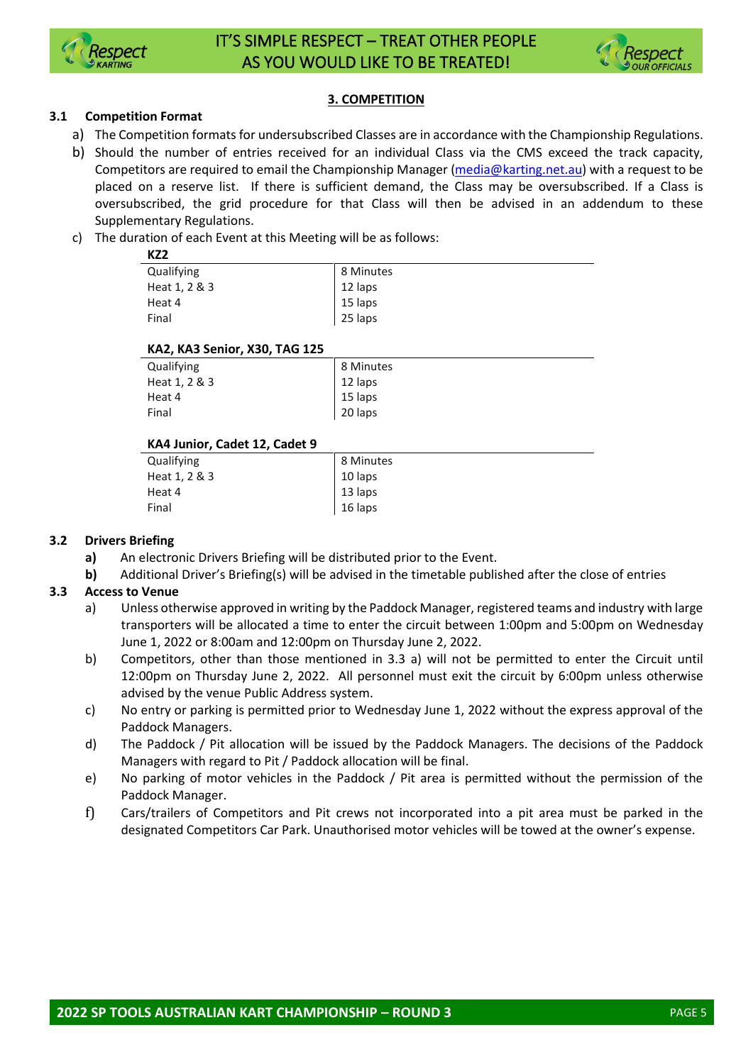## 3. COMPETITION

### 3.1 Competition Format

a) The Competition formats for undersubscribed Classes are in accordance with the Championship Regulations.

b) Should the number of entries received for an individual Class via the CMS exceed the track capacity, Competitors are required to email the Championship Manager (media@karting.net.au) with a request to be placed on a reserve list. If there is sufficient demand, the Class may be oversubscribed. If a Class is oversubscribed, the grid procedure for that Class will then be advised in an addendum to these Supplementary Regulations.

c) The duration of each Event at this Meeting will be as follows:

**KZ2**

| | |
|---|---|
| Qualifying | 8 Minutes |
| Heat 1, 2 & 3 | 12 laps |
| Heat 4 | 15 laps |
| Final | 25 laps |

**KA2, KA3 Senior, X30, TAG 125**

| | |
|---|---|
| Qualifying | 8 Minutes |
| Heat 1, 2 & 3 | 12 laps |
| Heat 4 | 15 laps |
| Final | 20 laps |

**KA4 Junior, Cadet 12, Cadet 9**

| | |
|---|---|
| Qualifying | 8 Minutes |
| Heat 1, 2 & 3 | 10 laps |
| Heat 4 | 13 laps |
| Final | 16 laps |

### 3.2 Drivers Briefing

**a)** An electronic Drivers Briefing will be distributed prior to the Event.

**b)** Additional Driver's Briefing(s) will be advised in the timetable published after the close of entries

### 3.3 Access to Venue

a) Unless otherwise approved in writing by the Paddock Manager, registered teams and industry with large transporters will be allocated a time to enter the circuit between 1:00pm and 5:00pm on Wednesday June 1, 2022 or 8:00am and 12:00pm on Thursday June 2, 2022.

b) Competitors, other than those mentioned in 3.3 a) will not be permitted to enter the Circuit until 12:00pm on Thursday June 2, 2022. All personnel must exit the circuit by 6:00pm unless otherwise advised by the venue Public Address system.

c) No entry or parking is permitted prior to Wednesday June 1, 2022 without the express approval of the Paddock Managers.

d) The Paddock / Pit allocation will be issued by the Paddock Managers. The decisions of the Paddock Managers with regard to Pit / Paddock allocation will be final.

e) No parking of motor vehicles in the Paddock / Pit area is permitted without the permission of the Paddock Manager.

f) Cars/trailers of Competitors and Pit crews not incorporated into a pit area must be parked in the designated Competitors Car Park. Unauthorised motor vehicles will be towed at the owner's expense.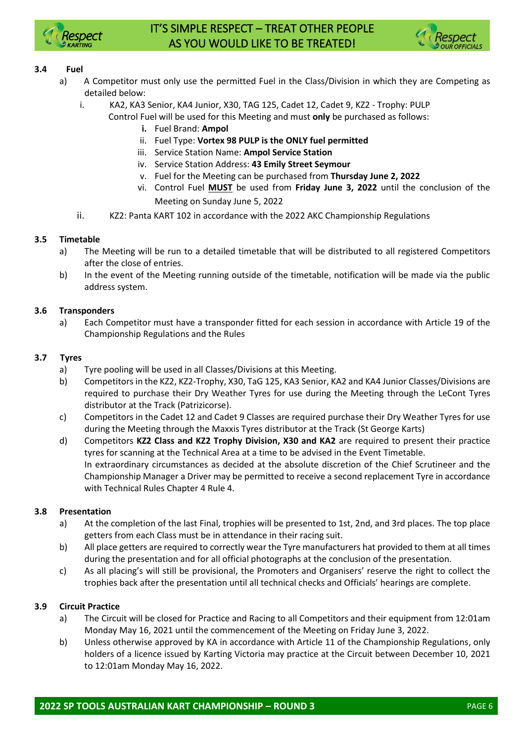### 3.4 Fuel

a) A Competitor must only use the permitted Fuel in the Class/Division in which they are Competing as detailed below:

   i. KA2, KA3 Senior, KA4 Junior, X30, TAG 125, Cadet 12, Cadet 9, KZ2 - Trophy: PULP Control Fuel will be used for this Meeting and must **only** be purchased as follows:

      **i.** Fuel Brand: **Ampol**

      ii. Fuel Type: **Vortex 98 PULP is the ONLY fuel permitted**

      iii. Service Station Name: **Ampol Service Station**

      iv. Service Station Address: **43 Emily Street Seymour**

      v. Fuel for the Meeting can be purchased from **Thursday June 2, 2022**

      vi. Control Fuel **MUST** be used from **Friday June 3, 2022** until the conclusion of the Meeting on Sunday June 5, 2022

   ii. KZ2: Panta KART 102 in accordance with the 2022 AKC Championship Regulations

### 3.5 Timetable

a) The Meeting will be run to a detailed timetable that will be distributed to all registered Competitors after the close of entries.

b) In the event of the Meeting running outside of the timetable, notification will be made via the public address system.

### 3.6 Transponders

a) Each Competitor must have a transponder fitted for each session in accordance with Article 19 of the Championship Regulations and the Rules

### 3.7 Tyres

a) Tyre pooling will be used in all Classes/Divisions at this Meeting.

b) Competitors in the KZ2, KZ2-Trophy, X30, TaG 125, KA3 Senior, KA2 and KA4 Junior Classes/Divisions are required to purchase their Dry Weather Tyres for use during the Meeting through the LeCont Tyres distributor at the Track (Patrizicorse).

c) Competitors in the Cadet 12 and Cadet 9 Classes are required purchase their Dry Weather Tyres for use during the Meeting through the Maxxis Tyres distributor at the Track (St George Karts)

d) Competitors **KZ2 Class and KZ2 Trophy Division, X30 and KA2** are required to present their practice tyres for scanning at the Technical Area at a time to be advised in the Event Timetable.
In extraordinary circumstances as decided at the absolute discretion of the Chief Scrutineer and the Championship Manager a Driver may be permitted to receive a second replacement Tyre in accordance with Technical Rules Chapter 4 Rule 4.

### 3.8 Presentation

a) At the completion of the last Final, trophies will be presented to 1st, 2nd, and 3rd places. The top place getters from each Class must be in attendance in their racing suit.

b) All place getters are required to correctly wear the Tyre manufacturers hat provided to them at all times during the presentation and for all official photographs at the conclusion of the presentation.

c) As all placing's will still be provisional, the Promoters and Organisers' reserve the right to collect the trophies back after the presentation until all technical checks and Officials' hearings are complete.

### 3.9 Circuit Practice

a) The Circuit will be closed for Practice and Racing to all Competitors and their equipment from 12:01am Monday May 16, 2021 until the commencement of the Meeting on Friday June 3, 2022.

b) Unless otherwise approved by KA in accordance with Article 11 of the Championship Regulations, only holders of a licence issued by Karting Victoria may practice at the Circuit between December 10, 2021 to 12:01am Monday May 16, 2022.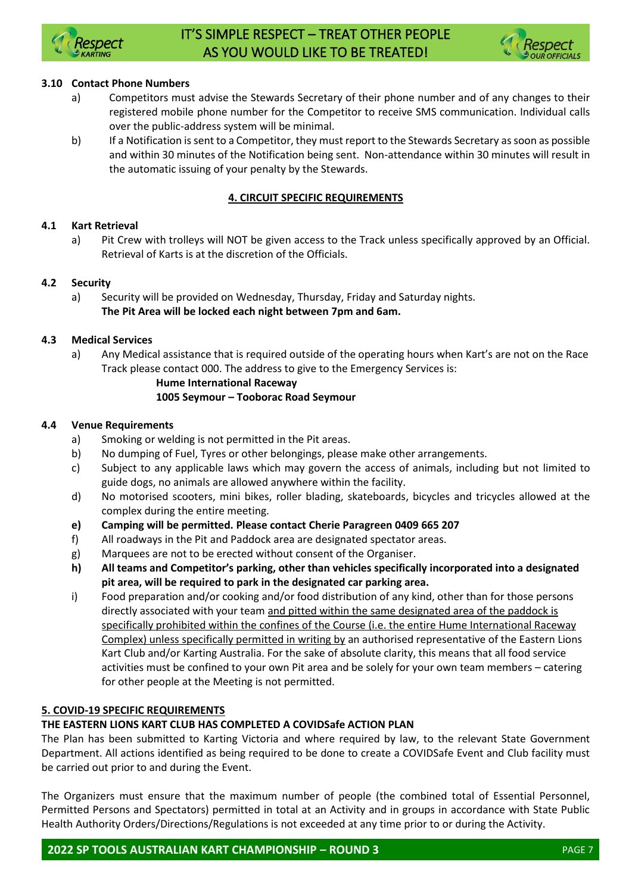### 3.10 Contact Phone Numbers

a) Competitors must advise the Stewards Secretary of their phone number and of any changes to their registered mobile phone number for the Competitor to receive SMS communication. Individual calls over the public-address system will be minimal.

b) If a Notification is sent to a Competitor, they must report to the Stewards Secretary as soon as possible and within 30 minutes of the Notification being sent. Non-attendance within 30 minutes will result in the automatic issuing of your penalty by the Stewards.

## 4. CIRCUIT SPECIFIC REQUIREMENTS

### 4.1 Kart Retrieval

a) Pit Crew with trolleys will NOT be given access to the Track unless specifically approved by an Official. Retrieval of Karts is at the discretion of the Officials.

### 4.2 Security

a) Security will be provided on Wednesday, Thursday, Friday and Saturday nights.
**The Pit Area will be locked each night between 7pm and 6am.**

### 4.3 Medical Services

a) Any Medical assistance that is required outside of the operating hours when Kart's are not on the Race Track please contact 000. The address to give to the Emergency Services is:

**Hume International Raceway**
**1005 Seymour – Tooborac Road Seymour**

### 4.4 Venue Requirements

a) Smoking or welding is not permitted in the Pit areas.

b) No dumping of Fuel, Tyres or other belongings, please make other arrangements.

c) Subject to any applicable laws which may govern the access of animals, including but not limited to guide dogs, no animals are allowed anywhere within the facility.

d) No motorised scooters, mini bikes, roller blading, skateboards, bicycles and tricycles allowed at the complex during the entire meeting.

**e) Camping will be permitted. Please contact Cherie Paragreen 0409 665 207**

f) All roadways in the Pit and Paddock area are designated spectator areas.

g) Marquees are not to be erected without consent of the Organiser.

**h) All teams and Competitor's parking, other than vehicles specifically incorporated into a designated pit area, will be required to park in the designated car parking area.**

i) Food preparation and/or cooking and/or food distribution of any kind, other than for those persons directly associated with your team and pitted within the same designated area of the paddock is specifically prohibited within the confines of the Course (i.e. the entire Hume International Raceway Complex) unless specifically permitted in writing by an authorised representative of the Eastern Lions Kart Club and/or Karting Australia. For the sake of absolute clarity, this means that all food service activities must be confined to your own Pit area and be solely for your own team members – catering for other people at the Meeting is not permitted.

## 5. COVID-19 SPECIFIC REQUIREMENTS

**THE EASTERN LIONS KART CLUB HAS COMPLETED A COVIDSafe ACTION PLAN**

The Plan has been submitted to Karting Victoria and where required by law, to the relevant State Government Department. All actions identified as being required to be done to create a COVIDSafe Event and Club facility must be carried out prior to and during the Event.

The Organizers must ensure that the maximum number of people (the combined total of Essential Personnel, Permitted Persons and Spectators) permitted in total at an Activity and in groups in accordance with State Public Health Authority Orders/Directions/Regulations is not exceeded at any time prior to or during the Activity.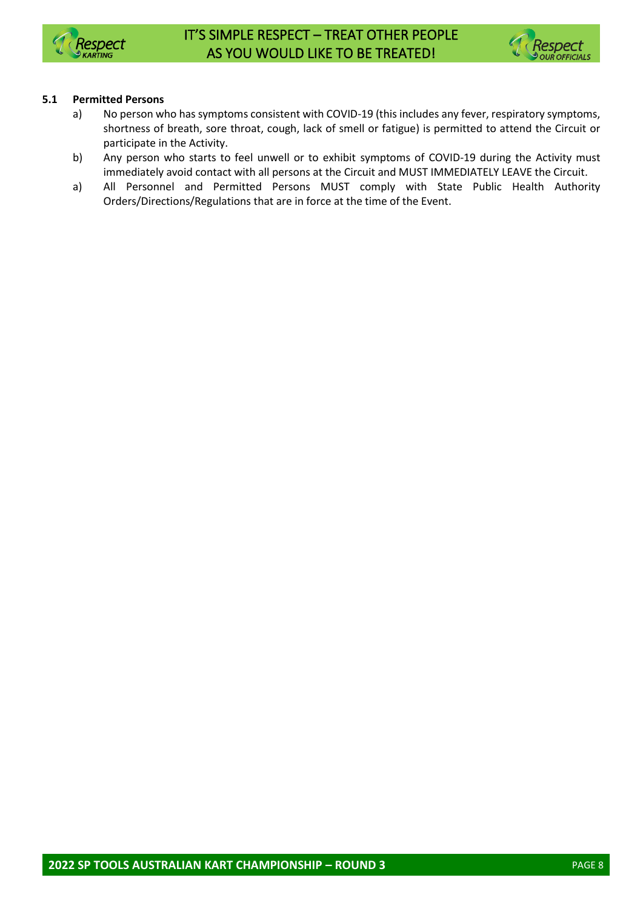### 5.1 Permitted Persons

a) No person who has symptoms consistent with COVID-19 (this includes any fever, respiratory symptoms, shortness of breath, sore throat, cough, lack of smell or fatigue) is permitted to attend the Circuit or participate in the Activity.

b) Any person who starts to feel unwell or to exhibit symptoms of COVID-19 during the Activity must immediately avoid contact with all persons at the Circuit and MUST IMMEDIATELY LEAVE the Circuit.

a) All Personnel and Permitted Persons MUST comply with State Public Health Authority Orders/Directions/Regulations that are in force at the time of the Event.